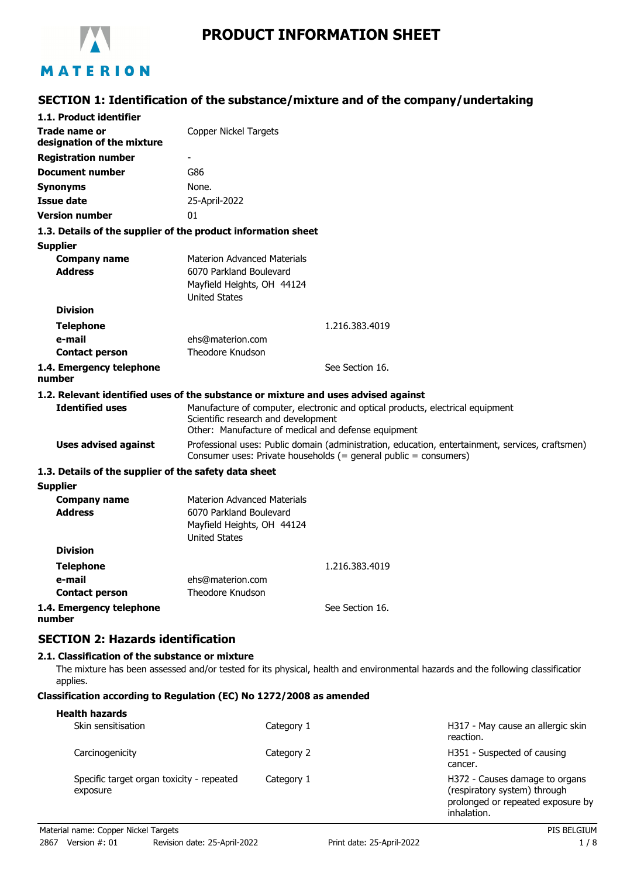# PRODUCT INFORMATION SHEET

## SECTION 1: Identification of the substance/mixture and of the company/undertaking

### 1.1. Product identifier

| | |
|---|---|
| **Trade name or designation of the mixture** | Copper Nickel Targets |
| **Registration number** | - |
| **Document number** | G86 |
| **Synonyms** | None. |
| **Issue date** | 25-April-2022 |
| **Version number** | 01 |

### 1.3. Details of the supplier of the product information sheet

**Supplier**

| | |
|---|---|
| **Company name** | Materion Advanced Materials |
| **Address** | 6070 Parkland Boulevard<br>Mayfield Heights, OH 44124<br>United States |
| **Division** | |
| **Telephone** | 1.216.383.4019 |
| **e-mail** | ehs@materion.com |
| **Contact person** | Theodore Knudson |

**1.4. Emergency telephone number** See Section 16.

### 1.2. Relevant identified uses of the substance or mixture and uses advised against

| | |
|---|---|
| **Identified uses** | Manufacture of computer, electronic and optical products, electrical equipment<br>Scientific research and development<br>Other: Manufacture of medical and defense equipment |
| **Uses advised against** | Professional uses: Public domain (administration, education, entertainment, services, craftsmen)<br>Consumer uses: Private households (= general public = consumers) |

### 1.3. Details of the supplier of the safety data sheet

**Supplier**

| | |
|---|---|
| **Company name** | Materion Advanced Materials |
| **Address** | 6070 Parkland Boulevard<br>Mayfield Heights, OH 44124<br>United States |
| **Division** | |
| **Telephone** | 1.216.383.4019 |
| **e-mail** | ehs@materion.com |
| **Contact person** | Theodore Knudson |

**1.4. Emergency telephone number** See Section 16.

## SECTION 2: Hazards identification

### 2.1. Classification of the substance or mixture

The mixture has been assessed and/or tested for its physical, health and environmental hazards and the following classification applies.

**Classification according to Regulation (EC) No 1272/2008 as amended**

**Health hazards**

| | | |
|---|---|---|
| Skin sensitisation | Category 1 | H317 - May cause an allergic skin reaction. |
| Carcinogenicity | Category 2 | H351 - Suspected of causing cancer. |
| Specific target organ toxicity - repeated exposure | Category 1 | H372 - Causes damage to organs (respiratory system) through prolonged or repeated exposure by inhalation. |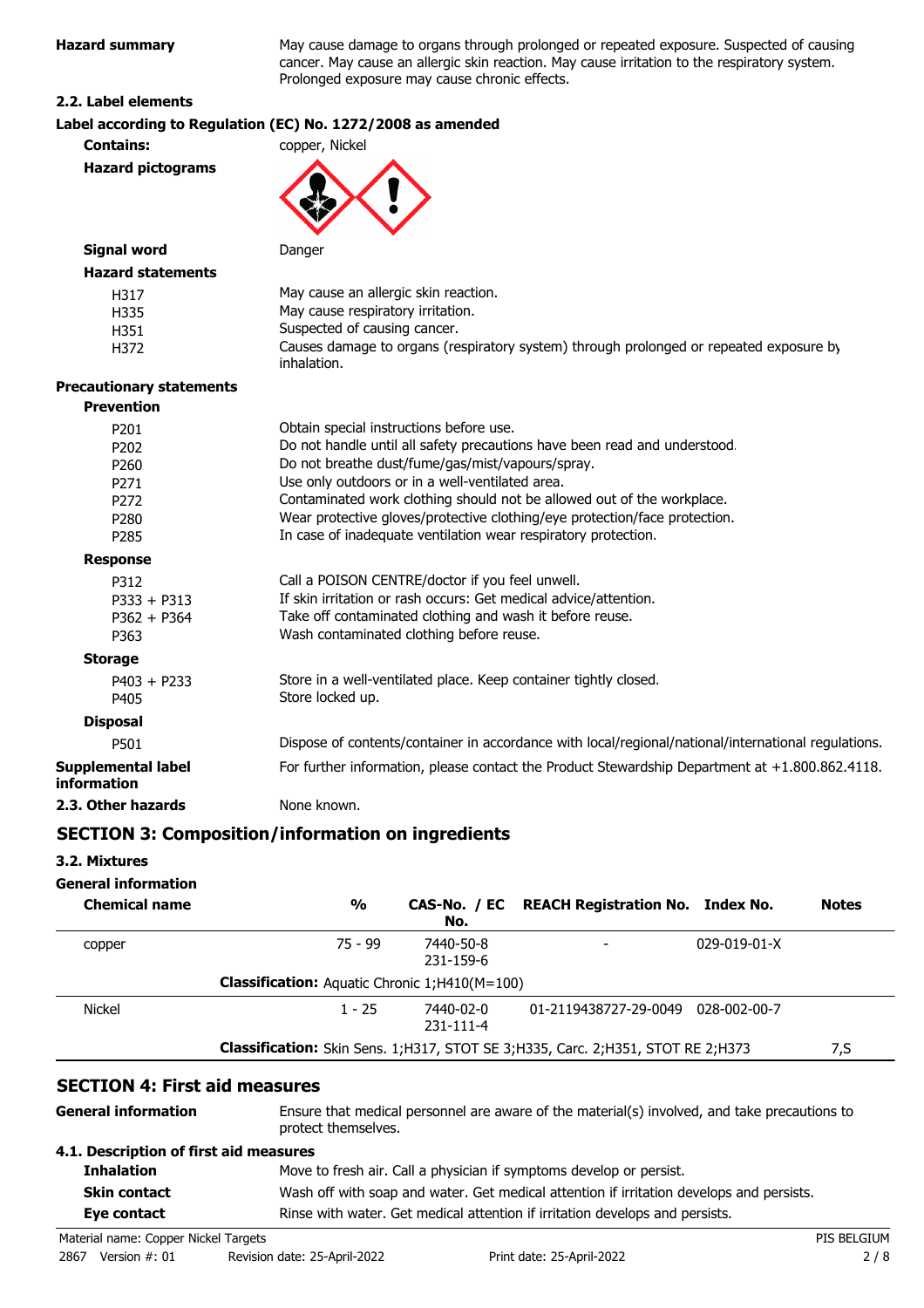**Hazard summary** May cause damage to organs through prolonged or repeated exposure. Suspected of causing cancer. May cause an allergic skin reaction. May cause irritation to the respiratory system. Prolonged exposure may cause chronic effects.

### 2.2. Label elements

**Label according to Regulation (EC) No. 1272/2008 as amended**

**Contains:** copper, Nickel

**Hazard pictograms**

**Signal word** Danger

**Hazard statements**

| | |
|---|---|
| H317 | May cause an allergic skin reaction. |
| H335 | May cause respiratory irritation. |
| H351 | Suspected of causing cancer. |
| H372 | Causes damage to organs (respiratory system) through prolonged or repeated exposure by inhalation. |

**Precautionary statements**

**Prevention**

| | |
|---|---|
| P201 | Obtain special instructions before use. |
| P202 | Do not handle until all safety precautions have been read and understood. |
| P260 | Do not breathe dust/fume/gas/mist/vapours/spray. |
| P271 | Use only outdoors or in a well-ventilated area. |
| P272 | Contaminated work clothing should not be allowed out of the workplace. |
| P280 | Wear protective gloves/protective clothing/eye protection/face protection. |
| P285 | In case of inadequate ventilation wear respiratory protection. |

**Response**

| | |
|---|---|
| P312 | Call a POISON CENTRE/doctor if you feel unwell. |
| P333 + P313 | If skin irritation or rash occurs: Get medical advice/attention. |
| P362 + P364 | Take off contaminated clothing and wash it before reuse. |
| P363 | Wash contaminated clothing before reuse. |

**Storage**

| | |
|---|---|
| P403 + P233 | Store in a well-ventilated place. Keep container tightly closed. |
| P405 | Store locked up. |

**Disposal**

| | |
|---|---|
| P501 | Dispose of contents/container in accordance with local/regional/national/international regulations. |

**Supplemental label information** For further information, please contact the Product Stewardship Department at +1.800.862.4118.

### 2.3. Other hazards

None known.

## SECTION 3: Composition/information on ingredients

### 3.2. Mixtures

**General information**

| Chemical name | % | CAS-No. / EC No. | REACH Registration No. | Index No. | Notes |
|---|---|---|---|---|---|
| copper | 75 - 99 | 7440-50-8 231-159-6 | - | 029-019-01-X | |
| | **Classification:** Aquatic Chronic 1;H410(M=100) | | | | |
| Nickel | 1 - 25 | 7440-02-0 231-111-4 | 01-2119438727-29-0049 | 028-002-00-7 | |
| | **Classification:** Skin Sens. 1;H317, STOT SE 3;H335, Carc. 2;H351, STOT RE 2;H373 | | | | 7,S |

## SECTION 4: First aid measures

**General information** Ensure that medical personnel are aware of the material(s) involved, and take precautions to protect themselves.

### 4.1. Description of first aid measures

**Inhalation** Move to fresh air. Call a physician if symptoms develop or persist.

**Skin contact** Wash off with soap and water. Get medical attention if irritation develops and persists.

**Eye contact** Rinse with water. Get medical attention if irritation develops and persists.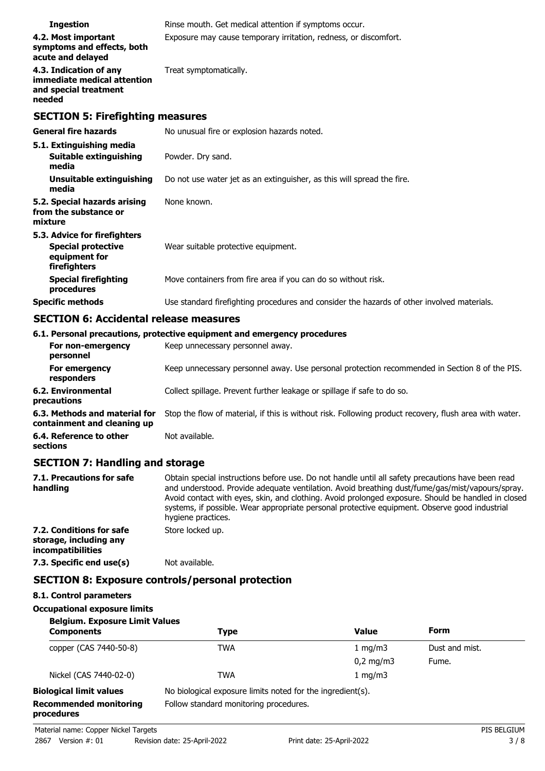| | |
|---|---|
| **Ingestion** | Rinse mouth. Get medical attention if symptoms occur. |
| **4.2. Most important symptoms and effects, both acute and delayed** | Exposure may cause temporary irritation, redness, or discomfort. |
| **4.3. Indication of any immediate medical attention and special treatment needed** | Treat symptomatically. |

## SECTION 5: Firefighting measures

| | |
|---|---|
| **General fire hazards** | No unusual fire or explosion hazards noted. |
| **5.1. Extinguishing media** | |
| **Suitable extinguishing media** | Powder. Dry sand. |
| **Unsuitable extinguishing media** | Do not use water jet as an extinguisher, as this will spread the fire. |
| **5.2. Special hazards arising from the substance or mixture** | None known. |
| **5.3. Advice for firefighters** | |
| **Special protective equipment for firefighters** | Wear suitable protective equipment. |
| **Special firefighting procedures** | Move containers from fire area if you can do so without risk. |
| **Specific methods** | Use standard firefighting procedures and consider the hazards of other involved materials. |

## SECTION 6: Accidental release measures

**6.1. Personal precautions, protective equipment and emergency procedures**

| | |
|---|---|
| **For non-emergency personnel** | Keep unnecessary personnel away. |
| **For emergency responders** | Keep unnecessary personnel away. Use personal protection recommended in Section 8 of the PIS. |
| **6.2. Environmental precautions** | Collect spillage. Prevent further leakage or spillage if safe to do so. |
| **6.3. Methods and material for containment and cleaning up** | Stop the flow of material, if this is without risk. Following product recovery, flush area with water. |
| **6.4. Reference to other sections** | Not available. |

## SECTION 7: Handling and storage

| | |
|---|---|
| **7.1. Precautions for safe handling** | Obtain special instructions before use. Do not handle until all safety precautions have been read and understood. Provide adequate ventilation. Avoid breathing dust/fume/gas/mist/vapours/spray. Avoid contact with eyes, skin, and clothing. Avoid prolonged exposure. Should be handled in closed systems, if possible. Wear appropriate personal protective equipment. Observe good industrial hygiene practices. |
| **7.2. Conditions for safe storage, including any incompatibilities** | Store locked up. |
| **7.3. Specific end use(s)** | Not available. |

## SECTION 8: Exposure controls/personal protection

**8.1. Control parameters**

**Occupational exposure limits**

**Belgium. Exposure Limit Values**

| Components | Type | Value | Form |
|---|---|---|---|
| copper (CAS 7440-50-8) | TWA | 1 mg/m3 | Dust and mist. |
| | | 0,2 mg/m3 | Fume. |
| Nickel (CAS 7440-02-0) | TWA | 1 mg/m3 | |

| | |
|---|---|
| **Biological limit values** | No biological exposure limits noted for the ingredient(s). |
| **Recommended monitoring procedures** | Follow standard monitoring procedures. |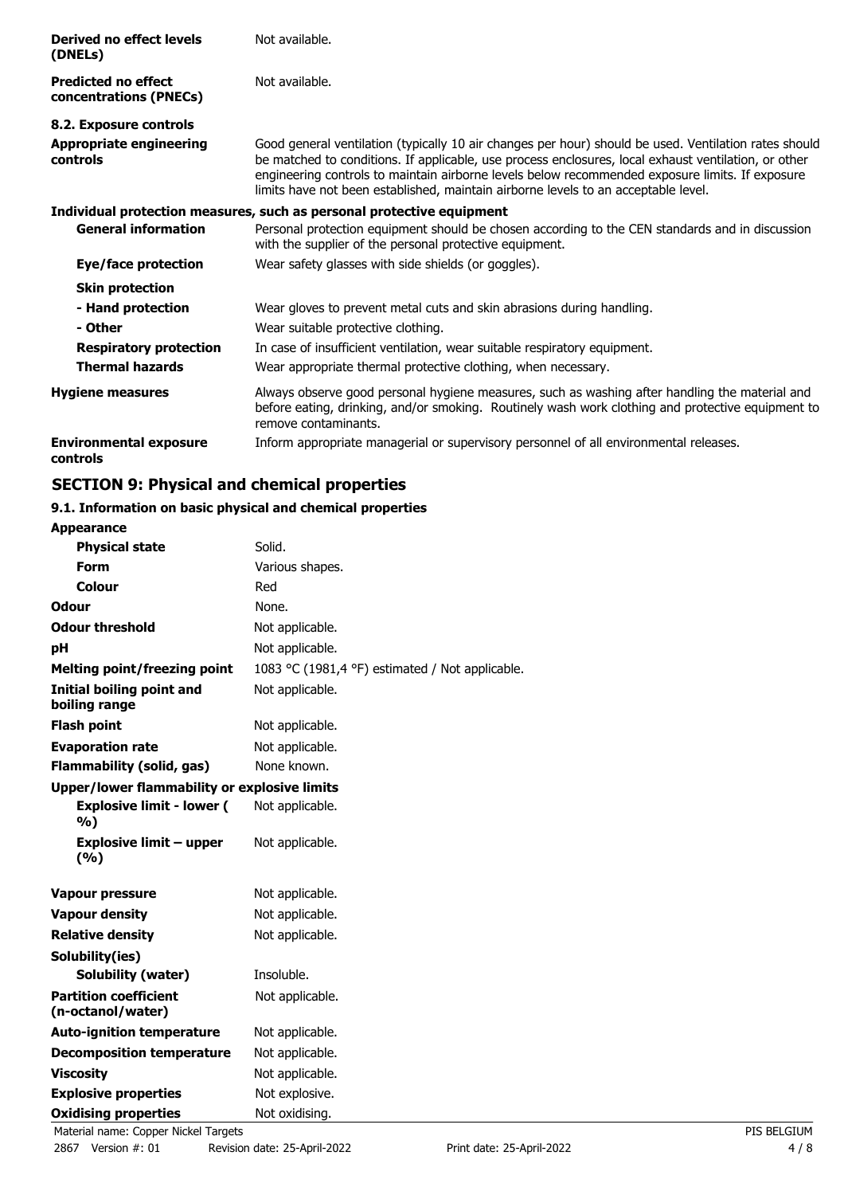| | |
|---|---|
| **Derived no effect levels (DNELs)** | Not available. |
| **Predicted no effect concentrations (PNECs)** | Not available. |

**8.2. Exposure controls**

| | |
|---|---|
| **Appropriate engineering controls** | Good general ventilation (typically 10 air changes per hour) should be used. Ventilation rates should be matched to conditions. If applicable, use process enclosures, local exhaust ventilation, or other engineering controls to maintain airborne levels below recommended exposure limits. If exposure limits have not been established, maintain airborne levels to an acceptable level. |

**Individual protection measures, such as personal protective equipment**

| | |
|---|---|
| **General information** | Personal protection equipment should be chosen according to the CEN standards and in discussion with the supplier of the personal protective equipment. |
| **Eye/face protection** | Wear safety glasses with side shields (or goggles). |
| **Skin protection** | |
| **- Hand protection** | Wear gloves to prevent metal cuts and skin abrasions during handling. |
| **- Other** | Wear suitable protective clothing. |
| **Respiratory protection** | In case of insufficient ventilation, wear suitable respiratory equipment. |
| **Thermal hazards** | Wear appropriate thermal protective clothing, when necessary. |
| **Hygiene measures** | Always observe good personal hygiene measures, such as washing after handling the material and before eating, drinking, and/or smoking. Routinely wash work clothing and protective equipment to remove contaminants. |
| **Environmental exposure controls** | Inform appropriate managerial or supervisory personnel of all environmental releases. |

## SECTION 9: Physical and chemical properties

**9.1. Information on basic physical and chemical properties**

| | |
|---|---|
| **Appearance** | |
| **Physical state** | Solid. |
| **Form** | Various shapes. |
| **Colour** | Red |
| **Odour** | None. |
| **Odour threshold** | Not applicable. |
| **pH** | Not applicable. |
| **Melting point/freezing point** | 1083 °C (1981,4 °F) estimated / Not applicable. |
| **Initial boiling point and boiling range** | Not applicable. |
| **Flash point** | Not applicable. |
| **Evaporation rate** | Not applicable. |
| **Flammability (solid, gas)** | None known. |
| **Upper/lower flammability or explosive limits** | |
| **Explosive limit - lower (%)** | Not applicable. |
| **Explosive limit – upper (%)** | Not applicable. |
| **Vapour pressure** | Not applicable. |
| **Vapour density** | Not applicable. |
| **Relative density** | Not applicable. |
| **Solubility(ies)** | |
| **Solubility (water)** | Insoluble. |
| **Partition coefficient (n-octanol/water)** | Not applicable. |
| **Auto-ignition temperature** | Not applicable. |
| **Decomposition temperature** | Not applicable. |
| **Viscosity** | Not applicable. |
| **Explosive properties** | Not explosive. |
| **Oxidising properties** | Not oxidising. |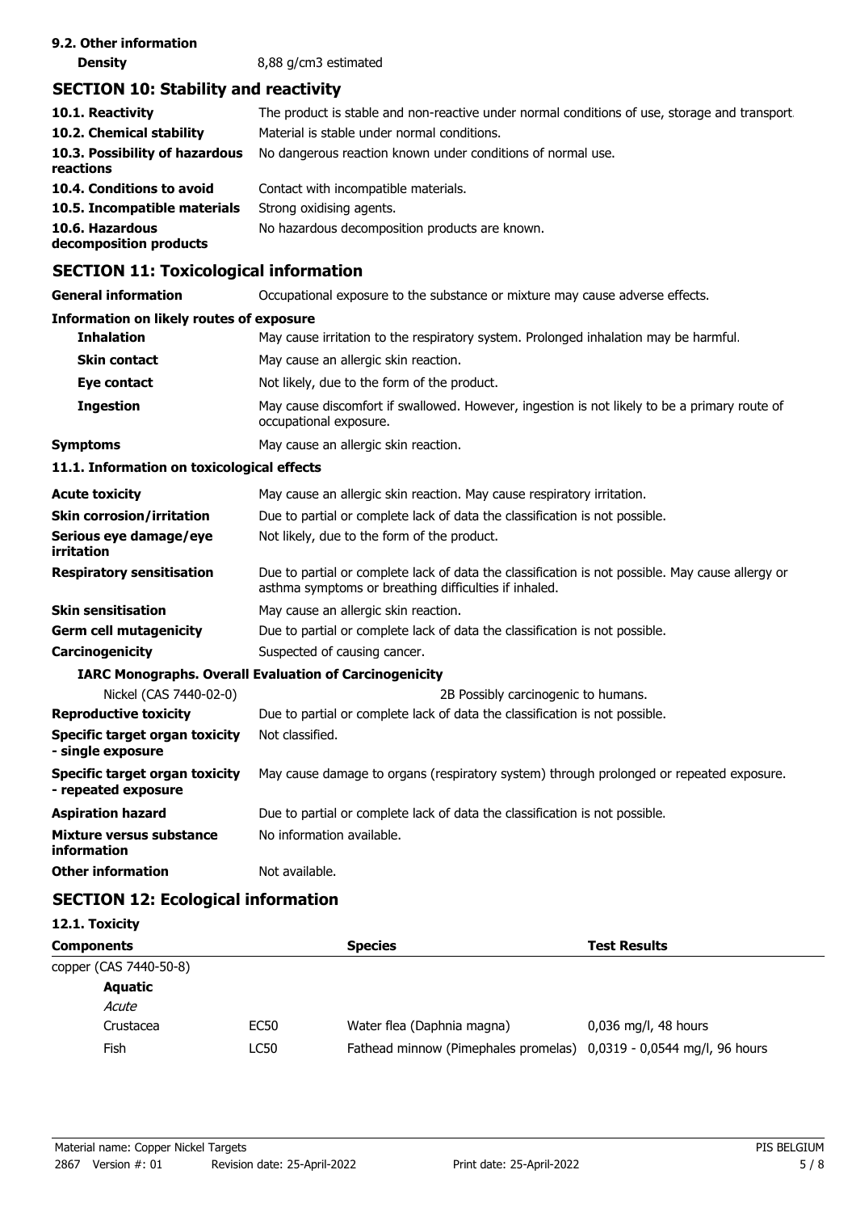**9.2. Other information**

| | |
|---|---|
| **Density** | 8,88 g/cm3 estimated |

## SECTION 10: Stability and reactivity

| | |
|---|---|
| **10.1. Reactivity** | The product is stable and non-reactive under normal conditions of use, storage and transport. |
| **10.2. Chemical stability** | Material is stable under normal conditions. |
| **10.3. Possibility of hazardous reactions** | No dangerous reaction known under conditions of normal use. |
| **10.4. Conditions to avoid** | Contact with incompatible materials. |
| **10.5. Incompatible materials** | Strong oxidising agents. |
| **10.6. Hazardous decomposition products** | No hazardous decomposition products are known. |

## SECTION 11: Toxicological information

| | |
|---|---|
| **General information** | Occupational exposure to the substance or mixture may cause adverse effects. |

**Information on likely routes of exposure**

| | |
|---|---|
| **Inhalation** | May cause irritation to the respiratory system. Prolonged inhalation may be harmful. |
| **Skin contact** | May cause an allergic skin reaction. |
| **Eye contact** | Not likely, due to the form of the product. |
| **Ingestion** | May cause discomfort if swallowed. However, ingestion is not likely to be a primary route of occupational exposure. |
| **Symptoms** | May cause an allergic skin reaction. |

**11.1. Information on toxicological effects**

| | |
|---|---|
| **Acute toxicity** | May cause an allergic skin reaction. May cause respiratory irritation. |
| **Skin corrosion/irritation** | Due to partial or complete lack of data the classification is not possible. |
| **Serious eye damage/eye irritation** | Not likely, due to the form of the product. |
| **Respiratory sensitisation** | Due to partial or complete lack of data the classification is not possible. May cause allergy or asthma symptoms or breathing difficulties if inhaled. |
| **Skin sensitisation** | May cause an allergic skin reaction. |
| **Germ cell mutagenicity** | Due to partial or complete lack of data the classification is not possible. |
| **Carcinogenicity** | Suspected of causing cancer. |

**IARC Monographs. Overall Evaluation of Carcinogenicity**

| | |
|---|---|
| Nickel (CAS 7440-02-0) | 2B Possibly carcinogenic to humans. |

| | |
|---|---|
| **Reproductive toxicity** | Due to partial or complete lack of data the classification is not possible. |
| **Specific target organ toxicity - single exposure** | Not classified. |
| **Specific target organ toxicity - repeated exposure** | May cause damage to organs (respiratory system) through prolonged or repeated exposure. |
| **Aspiration hazard** | Due to partial or complete lack of data the classification is not possible. |
| **Mixture versus substance information** | No information available. |
| **Other information** | Not available. |

## SECTION 12: Ecological information

**12.1. Toxicity**

| **Components** | | **Species** | **Test Results** |
|---|---|---|---|
| copper (CAS 7440-50-8) | | | |
| **Aquatic** | | | |
| *Acute* | | | |
| Crustacea | EC50 | Water flea (Daphnia magna) | 0,036 mg/l, 48 hours |
| Fish | LC50 | Fathead minnow (Pimephales promelas) | 0,0319 - 0,0544 mg/l, 96 hours |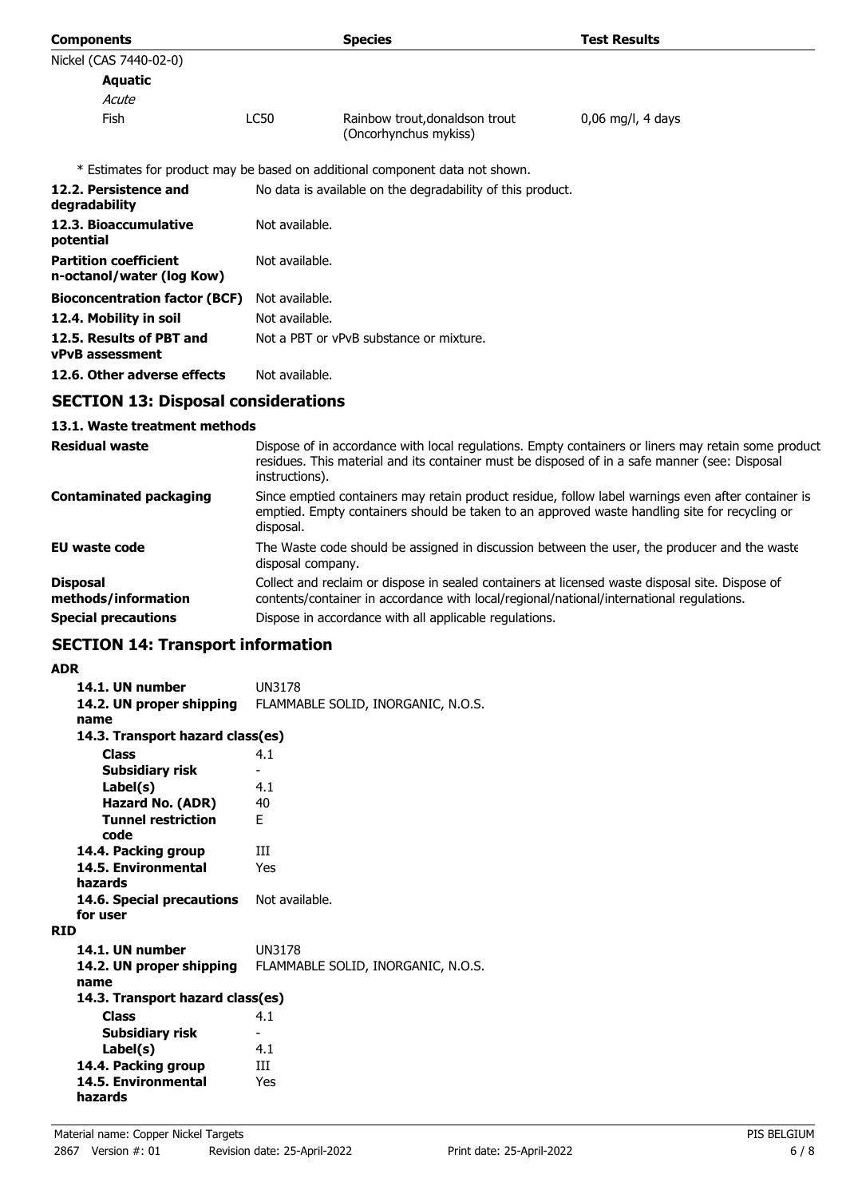| Components | | Species | Test Results |
|---|---|---|---|
| Nickel (CAS 7440-02-0) | | | |
| **Aquatic** | | | |
| *Acute* | | | |
| Fish | LC50 | Rainbow trout,donaldson trout (Oncorhynchus mykiss) | 0,06 mg/l, 4 days |

\* Estimates for product may be based on additional component data not shown.

| | |
|---|---|
| **12.2. Persistence and degradability** | No data is available on the degradability of this product. |
| **12.3. Bioaccumulative potential** | Not available. |
| **Partition coefficient n-octanol/water (log Kow)** | Not available. |
| **Bioconcentration factor (BCF)** | Not available. |
| **12.4. Mobility in soil** | Not available. |
| **12.5. Results of PBT and vPvB assessment** | Not a PBT or vPvB substance or mixture. |
| **12.6. Other adverse effects** | Not available. |

## SECTION 13: Disposal considerations

### 13.1. Waste treatment methods

| | |
|---|---|
| **Residual waste** | Dispose of in accordance with local regulations. Empty containers or liners may retain some product residues. This material and its container must be disposed of in a safe manner (see: Disposal instructions). |
| **Contaminated packaging** | Since emptied containers may retain product residue, follow label warnings even after container is emptied. Empty containers should be taken to an approved waste handling site for recycling or disposal. |
| **EU waste code** | The Waste code should be assigned in discussion between the user, the producer and the waste disposal company. |
| **Disposal methods/information** | Collect and reclaim or dispose in sealed containers at licensed waste disposal site. Dispose of contents/container in accordance with local/regional/national/international regulations. |
| **Special precautions** | Dispose in accordance with all applicable regulations. |

## SECTION 14: Transport information

**ADR**

| | |
|---|---|
| **14.1. UN number** | UN3178 |
| **14.2. UN proper shipping name** | FLAMMABLE SOLID, INORGANIC, N.O.S. |
| **14.3. Transport hazard class(es)** | |
| **Class** | 4.1 |
| **Subsidiary risk** | - |
| **Label(s)** | 4.1 |
| **Hazard No. (ADR)** | 40 |
| **Tunnel restriction code** | E |
| **14.4. Packing group** | III |
| **14.5. Environmental hazards** | Yes |
| **14.6. Special precautions for user** | Not available. |

**RID**

| | |
|---|---|
| **14.1. UN number** | UN3178 |
| **14.2. UN proper shipping name** | FLAMMABLE SOLID, INORGANIC, N.O.S. |
| **14.3. Transport hazard class(es)** | |
| **Class** | 4.1 |
| **Subsidiary risk** | - |
| **Label(s)** | 4.1 |
| **14.4. Packing group** | III |
| **14.5. Environmental hazards** | Yes |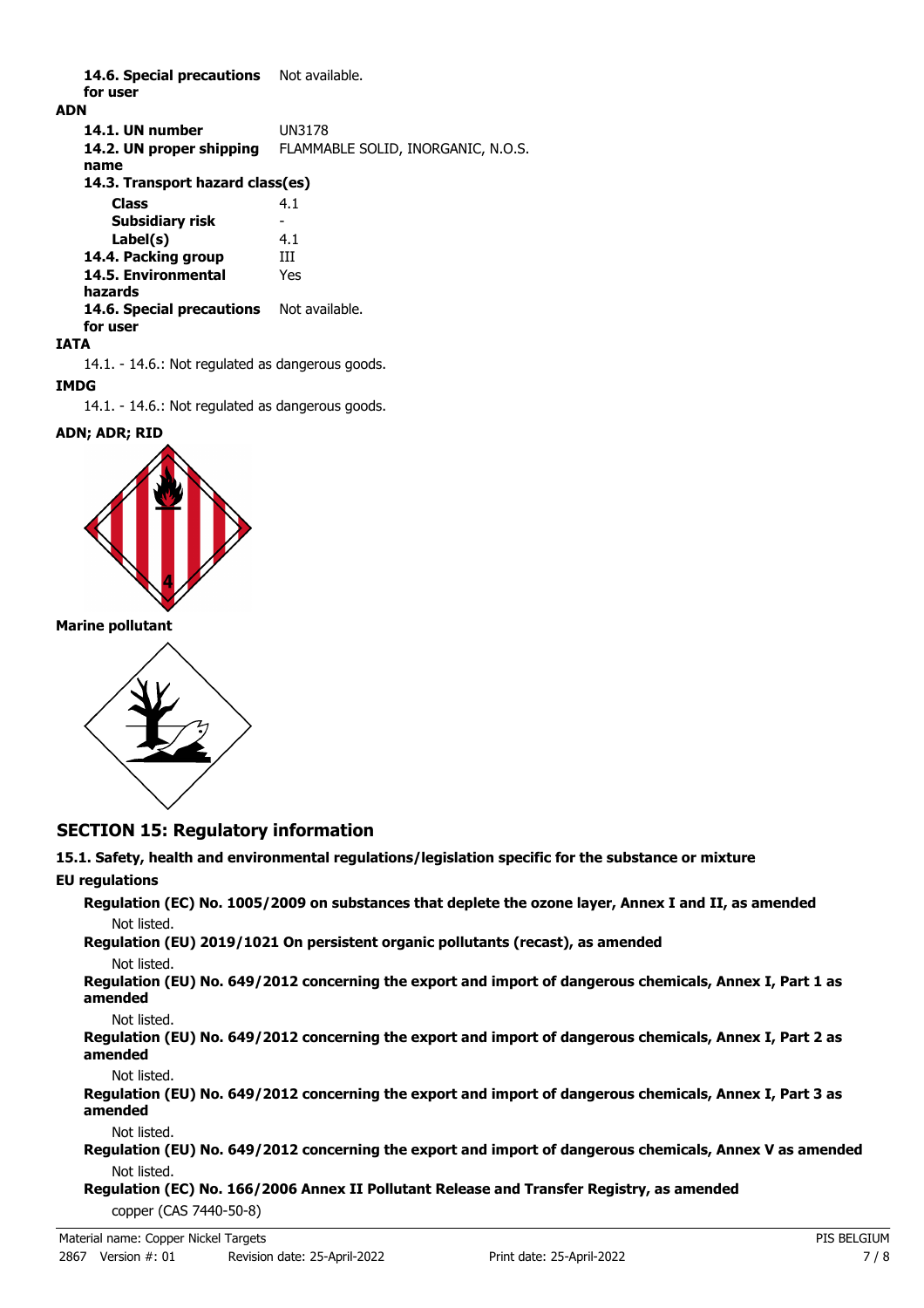**14.6. Special precautions for user** Not available.

**ADN**

| | |
|---|---|
| **14.1. UN number** | UN3178 |
| **14.2. UN proper shipping name** | FLAMMABLE SOLID, INORGANIC, N.O.S. |
| **14.3. Transport hazard class(es)** | |
| **Class** | 4.1 |
| **Subsidiary risk** | - |
| **Label(s)** | 4.1 |
| **14.4. Packing group** | III |
| **14.5. Environmental hazards** | Yes |
| **14.6. Special precautions for user** | Not available. |

**IATA**

14.1. - 14.6.: Not regulated as dangerous goods.

**IMDG**

14.1. - 14.6.: Not regulated as dangerous goods.

**ADN; ADR; RID**

**Marine pollutant**

## SECTION 15: Regulatory information

**15.1. Safety, health and environmental regulations/legislation specific for the substance or mixture**

**EU regulations**

**Regulation (EC) No. 1005/2009 on substances that deplete the ozone layer, Annex I and II, as amended**

Not listed.

**Regulation (EU) 2019/1021 On persistent organic pollutants (recast), as amended**

Not listed.

**Regulation (EU) No. 649/2012 concerning the export and import of dangerous chemicals, Annex I, Part 1 as amended**

Not listed.

**Regulation (EU) No. 649/2012 concerning the export and import of dangerous chemicals, Annex I, Part 2 as amended**

Not listed.

**Regulation (EU) No. 649/2012 concerning the export and import of dangerous chemicals, Annex I, Part 3 as amended**

Not listed.

**Regulation (EU) No. 649/2012 concerning the export and import of dangerous chemicals, Annex V as amended**

Not listed.

**Regulation (EC) No. 166/2006 Annex II Pollutant Release and Transfer Registry, as amended**

copper (CAS 7440-50-8)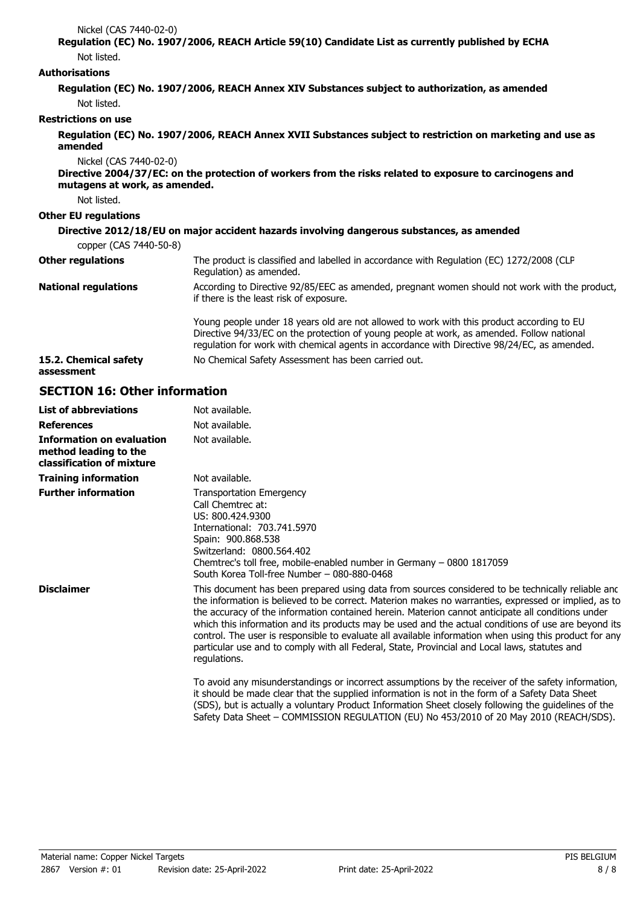Nickel (CAS 7440-02-0)

**Regulation (EC) No. 1907/2006, REACH Article 59(10) Candidate List as currently published by ECHA**

Not listed.

**Authorisations**

**Regulation (EC) No. 1907/2006, REACH Annex XIV Substances subject to authorization, as amended**

Not listed.

**Restrictions on use**

**Regulation (EC) No. 1907/2006, REACH Annex XVII Substances subject to restriction on marketing and use as amended**

Nickel (CAS 7440-02-0)

**Directive 2004/37/EC: on the protection of workers from the risks related to exposure to carcinogens and mutagens at work, as amended.**

Not listed.

**Other EU regulations**

**Directive 2012/18/EU on major accident hazards involving dangerous substances, as amended**

copper (CAS 7440-50-8)

| | |
|---|---|
| **Other regulations** | The product is classified and labelled in accordance with Regulation (EC) 1272/2008 (CLP Regulation) as amended. |
| **National regulations** | According to Directive 92/85/EEC as amended, pregnant women should not work with the product, if there is the least risk of exposure.<br><br>Young people under 18 years old are not allowed to work with this product according to EU Directive 94/33/EC on the protection of young people at work, as amended. Follow national regulation for work with chemical agents in accordance with Directive 98/24/EC, as amended. |
| **15.2. Chemical safety assessment** | No Chemical Safety Assessment has been carried out. |

## SECTION 16: Other information

| | |
|---|---|
| **List of abbreviations** | Not available. |
| **References** | Not available. |
| **Information on evaluation method leading to the classification of mixture** | Not available. |
| **Training information** | Not available. |
| **Further information** | Transportation Emergency<br>Call Chemtrec at:<br>US: 800.424.9300<br>International: 703.741.5970<br>Spain: 900.868.538<br>Switzerland: 0800.564.402<br>Chemtrec's toll free, mobile-enabled number in Germany – 0800 1817059<br>South Korea Toll-free Number – 080-880-0468 |
| **Disclaimer** | This document has been prepared using data from sources considered to be technically reliable and the information is believed to be correct. Materion makes no warranties, expressed or implied, as to the accuracy of the information contained herein. Materion cannot anticipate all conditions under which this information and its products may be used and the actual conditions of use are beyond its control. The user is responsible to evaluate all available information when using this product for any particular use and to comply with all Federal, State, Provincial and Local laws, statutes and regulations.<br><br>To avoid any misunderstandings or incorrect assumptions by the receiver of the safety information, it should be made clear that the supplied information is not in the form of a Safety Data Sheet (SDS), but is actually a voluntary Product Information Sheet closely following the guidelines of the Safety Data Sheet – COMMISSION REGULATION (EU) No 453/2010 of 20 May 2010 (REACH/SDS). |